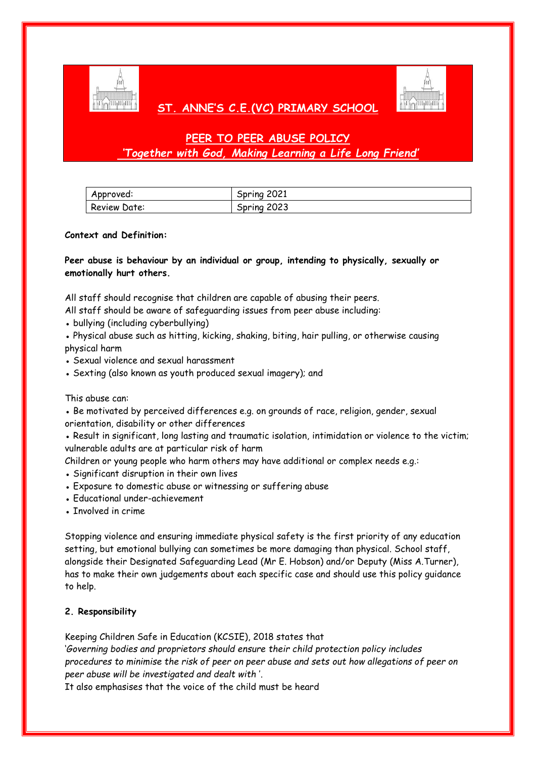# ST. ANNE'S C.E.(VC) PRIMARY SCHOOL

## PEER TO PEER ABUSE POLICY

*'Together with God, Making Learning a Life Long Friend'*

| Approved: | Spring 2021 |
|---|---|
| Review Date: | Spring 2023 |

**Context and Definition:**

**Peer abuse is behaviour by an individual or group, intending to physically, sexually or emotionally hurt others.**

All staff should recognise that children are capable of abusing their peers.
All staff should be aware of safeguarding issues from peer abuse including:

- bullying (including cyberbullying)
- Physical abuse such as hitting, kicking, shaking, biting, hair pulling, or otherwise causing physical harm
- Sexual violence and sexual harassment
- Sexting (also known as youth produced sexual imagery); and

This abuse can:

- Be motivated by perceived differences e.g. on grounds of race, religion, gender, sexual orientation, disability or other differences
- Result in significant, long lasting and traumatic isolation, intimidation or violence to the victim; vulnerable adults are at particular risk of harm

Children or young people who harm others may have additional or complex needs e.g.:

- Significant disruption in their own lives
- Exposure to domestic abuse or witnessing or suffering abuse
- Educational under-achievement
- Involved in crime

Stopping violence and ensuring immediate physical safety is the first priority of any education setting, but emotional bullying can sometimes be more damaging than physical. School staff, alongside their Designated Safeguarding Lead (Mr E. Hobson) and/or Deputy (Miss A.Turner), has to make their own judgements about each specific case and should use this policy guidance to help.

**2. Responsibility**

Keeping Children Safe in Education (KCSIE), 2018 states that
*'Governing bodies and proprietors should ensure their child protection policy includes procedures to minimise the risk of peer on peer abuse and sets out how allegations of peer on peer abuse will be investigated and dealt with '.*
It also emphasises that the voice of the child must be heard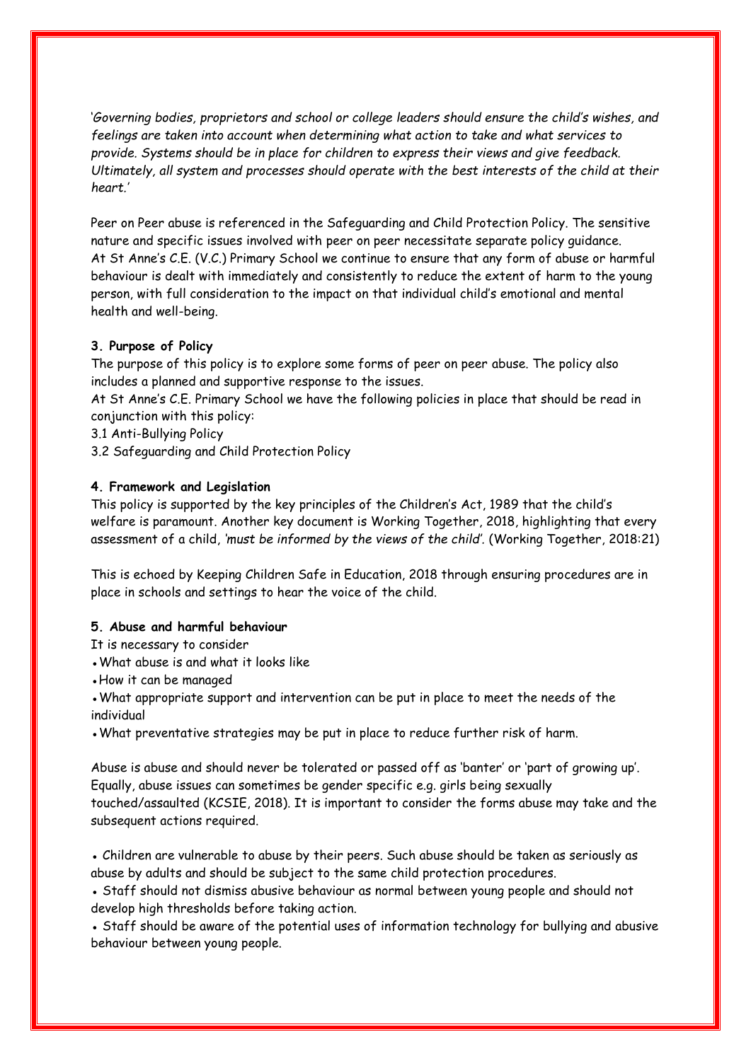*'Governing bodies, proprietors and school or college leaders should ensure the child's wishes, and feelings are taken into account when determining what action to take and what services to provide. Systems should be in place for children to express their views and give feedback. Ultimately, all system and processes should operate with the best interests of the child at their heart.'*

Peer on Peer abuse is referenced in the Safeguarding and Child Protection Policy. The sensitive nature and specific issues involved with peer on peer necessitate separate policy guidance. At St Anne's C.E. (V.C.) Primary School we continue to ensure that any form of abuse or harmful behaviour is dealt with immediately and consistently to reduce the extent of harm to the young person, with full consideration to the impact on that individual child's emotional and mental health and well-being.

**3. Purpose of Policy**

The purpose of this policy is to explore some forms of peer on peer abuse. The policy also includes a planned and supportive response to the issues.

At St Anne's C.E. Primary School we have the following policies in place that should be read in conjunction with this policy:

3.1 Anti-Bullying Policy

3.2 Safeguarding and Child Protection Policy

**4. Framework and Legislation**

This policy is supported by the key principles of the Children's Act, 1989 that the child's welfare is paramount. Another key document is Working Together, 2018, highlighting that every assessment of a child, *'must be informed by the views of the child'*. (Working Together, 2018:21)

This is echoed by Keeping Children Safe in Education, 2018 through ensuring procedures are in place in schools and settings to hear the voice of the child.

**5. Abuse and harmful behaviour**

It is necessary to consider

- What abuse is and what it looks like
- How it can be managed
- What appropriate support and intervention can be put in place to meet the needs of the individual
- What preventative strategies may be put in place to reduce further risk of harm.

Abuse is abuse and should never be tolerated or passed off as 'banter' or 'part of growing up'. Equally, abuse issues can sometimes be gender specific e.g. girls being sexually touched/assaulted (KCSIE, 2018). It is important to consider the forms abuse may take and the subsequent actions required.

- Children are vulnerable to abuse by their peers. Such abuse should be taken as seriously as abuse by adults and should be subject to the same child protection procedures.
- Staff should not dismiss abusive behaviour as normal between young people and should not develop high thresholds before taking action.
- Staff should be aware of the potential uses of information technology for bullying and abusive behaviour between young people.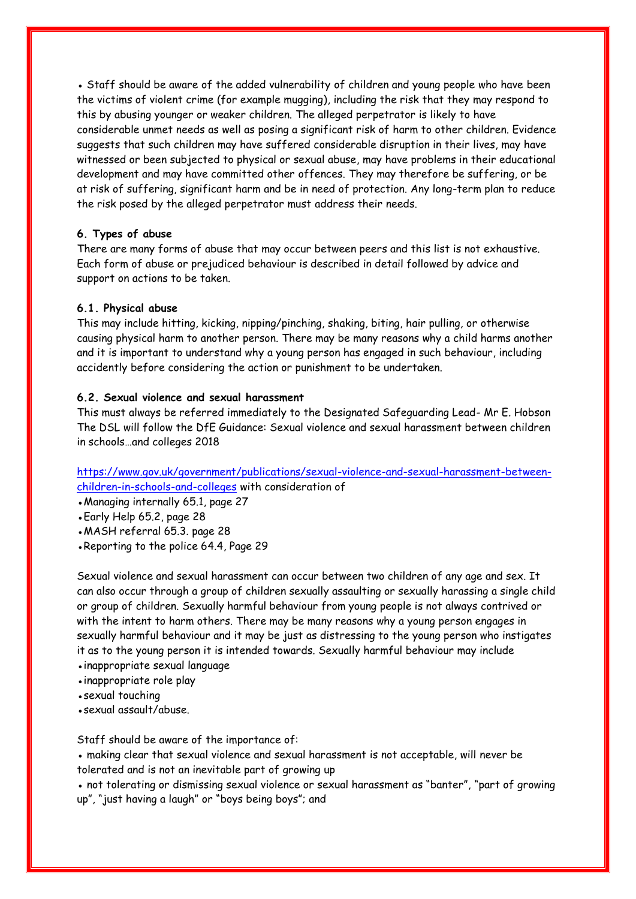- Staff should be aware of the added vulnerability of children and young people who have been the victims of violent crime (for example mugging), including the risk that they may respond to this by abusing younger or weaker children. The alleged perpetrator is likely to have considerable unmet needs as well as posing a significant risk of harm to other children. Evidence suggests that such children may have suffered considerable disruption in their lives, may have witnessed or been subjected to physical or sexual abuse, may have problems in their educational development and may have committed other offences. They may therefore be suffering, or be at risk of suffering, significant harm and be in need of protection. Any long-term plan to reduce the risk posed by the alleged perpetrator must address their needs.

### 6. Types of abuse

There are many forms of abuse that may occur between peers and this list is not exhaustive. Each form of abuse or prejudiced behaviour is described in detail followed by advice and support on actions to be taken.

### 6.1. Physical abuse

This may include hitting, kicking, nipping/pinching, shaking, biting, hair pulling, or otherwise causing physical harm to another person. There may be many reasons why a child harms another and it is important to understand why a young person has engaged in such behaviour, including accidently before considering the action or punishment to be undertaken.

### 6.2. Sexual violence and sexual harassment

This must always be referred immediately to the Designated Safeguarding Lead- Mr E. Hobson
The DSL will follow the DfE Guidance: Sexual violence and sexual harassment between children in schools…and colleges 2018

https://www.gov.uk/government/publications/sexual-violence-and-sexual-harassment-between-children-in-schools-and-colleges with consideration of

- Managing internally 65.1, page 27
- Early Help 65.2, page 28
- MASH referral 65.3. page 28
- Reporting to the police 64.4, Page 29

Sexual violence and sexual harassment can occur between two children of any age and sex. It can also occur through a group of children sexually assaulting or sexually harassing a single child or group of children. Sexually harmful behaviour from young people is not always contrived or with the intent to harm others. There may be many reasons why a young person engages in sexually harmful behaviour and it may be just as distressing to the young person who instigates it as to the young person it is intended towards. Sexually harmful behaviour may include

- inappropriate sexual language
- inappropriate role play
- sexual touching
- sexual assault/abuse.

Staff should be aware of the importance of:

- making clear that sexual violence and sexual harassment is not acceptable, will never be tolerated and is not an inevitable part of growing up
- not tolerating or dismissing sexual violence or sexual harassment as "banter", "part of growing up", "just having a laugh" or "boys being boys"; and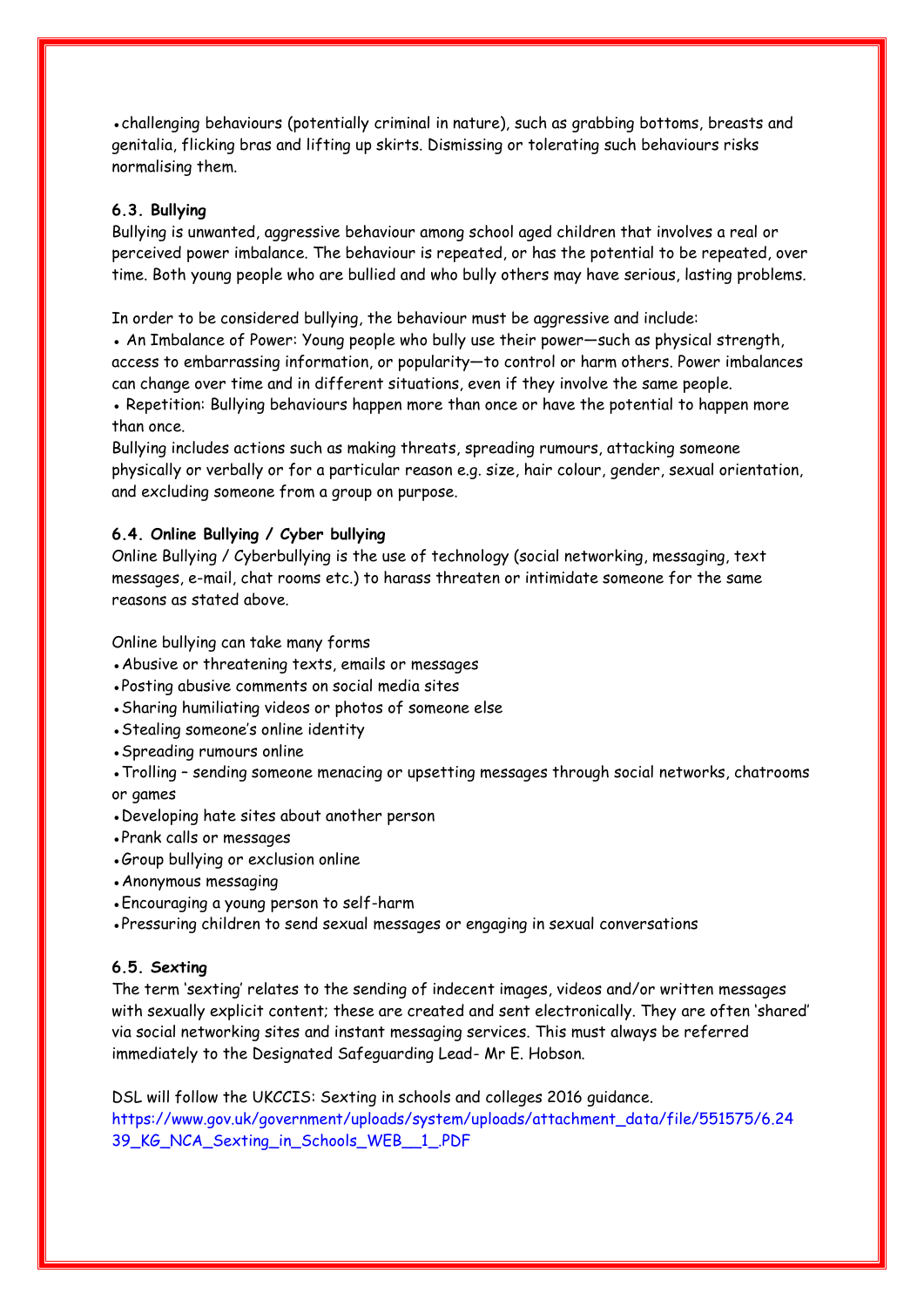- challenging behaviours (potentially criminal in nature), such as grabbing bottoms, breasts and genitalia, flicking bras and lifting up skirts. Dismissing or tolerating such behaviours risks normalising them.

### 6.3. Bullying

Bullying is unwanted, aggressive behaviour among school aged children that involves a real or perceived power imbalance. The behaviour is repeated, or has the potential to be repeated, over time. Both young people who are bullied and who bully others may have serious, lasting problems.

In order to be considered bullying, the behaviour must be aggressive and include:

- An Imbalance of Power: Young people who bully use their power—such as physical strength, access to embarrassing information, or popularity—to control or harm others. Power imbalances can change over time and in different situations, even if they involve the same people.
- Repetition: Bullying behaviours happen more than once or have the potential to happen more than once.

Bullying includes actions such as making threats, spreading rumours, attacking someone physically or verbally or for a particular reason e.g. size, hair colour, gender, sexual orientation, and excluding someone from a group on purpose.

### 6.4. Online Bullying / Cyber bullying

Online Bullying / Cyberbullying is the use of technology (social networking, messaging, text messages, e-mail, chat rooms etc.) to harass threaten or intimidate someone for the same reasons as stated above.

Online bullying can take many forms

- Abusive or threatening texts, emails or messages
- Posting abusive comments on social media sites
- Sharing humiliating videos or photos of someone else
- Stealing someone's online identity
- Spreading rumours online
- Trolling – sending someone menacing or upsetting messages through social networks, chatrooms or games
- Developing hate sites about another person
- Prank calls or messages
- Group bullying or exclusion online
- Anonymous messaging
- Encouraging a young person to self-harm
- Pressuring children to send sexual messages or engaging in sexual conversations

### 6.5. Sexting

The term 'sexting' relates to the sending of indecent images, videos and/or written messages with sexually explicit content; these are created and sent electronically. They are often 'shared' via social networking sites and instant messaging services. This must always be referred immediately to the Designated Safeguarding Lead- Mr E. Hobson.

DSL will follow the UKCCIS: Sexting in schools and colleges 2016 guidance.
https://www.gov.uk/government/uploads/system/uploads/attachment_data/file/551575/6.2439_KG_NCA_Sexting_in_Schools_WEB__1_.PDF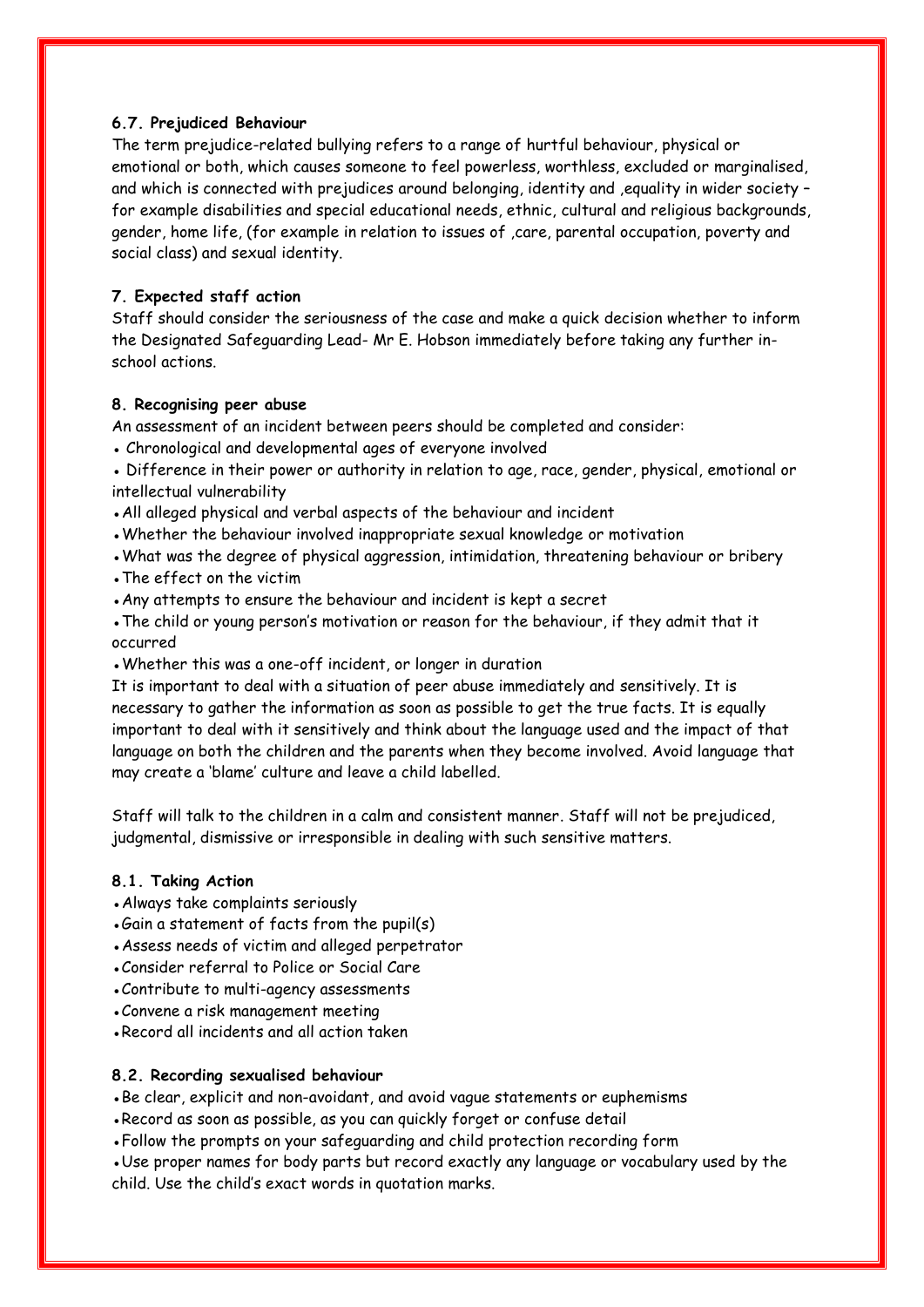### 6.7. Prejudiced Behaviour

The term prejudice-related bullying refers to a range of hurtful behaviour, physical or emotional or both, which causes someone to feel powerless, worthless, excluded or marginalised, and which is connected with prejudices around belonging, identity and ,equality in wider society – for example disabilities and special educational needs, ethnic, cultural and religious backgrounds, gender, home life, (for example in relation to issues of ,care, parental occupation, poverty and social class) and sexual identity.

## 7. Expected staff action

Staff should consider the seriousness of the case and make a quick decision whether to inform the Designated Safeguarding Lead- Mr E. Hobson immediately before taking any further in-school actions.

## 8. Recognising peer abuse

An assessment of an incident between peers should be completed and consider:

- Chronological and developmental ages of everyone involved
- Difference in their power or authority in relation to age, race, gender, physical, emotional or intellectual vulnerability
- All alleged physical and verbal aspects of the behaviour and incident
- Whether the behaviour involved inappropriate sexual knowledge or motivation
- What was the degree of physical aggression, intimidation, threatening behaviour or bribery
- The effect on the victim
- Any attempts to ensure the behaviour and incident is kept a secret
- The child or young person's motivation or reason for the behaviour, if they admit that it occurred
- Whether this was a one-off incident, or longer in duration

It is important to deal with a situation of peer abuse immediately and sensitively. It is necessary to gather the information as soon as possible to get the true facts. It is equally important to deal with it sensitively and think about the language used and the impact of that language on both the children and the parents when they become involved. Avoid language that may create a 'blame' culture and leave a child labelled.

Staff will talk to the children in a calm and consistent manner. Staff will not be prejudiced, judgmental, dismissive or irresponsible in dealing with such sensitive matters.

### 8.1. Taking Action

- Always take complaints seriously
- Gain a statement of facts from the pupil(s)
- Assess needs of victim and alleged perpetrator
- Consider referral to Police or Social Care
- Contribute to multi-agency assessments
- Convene a risk management meeting
- Record all incidents and all action taken

### 8.2. Recording sexualised behaviour

- Be clear, explicit and non-avoidant, and avoid vague statements or euphemisms
- Record as soon as possible, as you can quickly forget or confuse detail
- Follow the prompts on your safeguarding and child protection recording form
- Use proper names for body parts but record exactly any language or vocabulary used by the child. Use the child's exact words in quotation marks.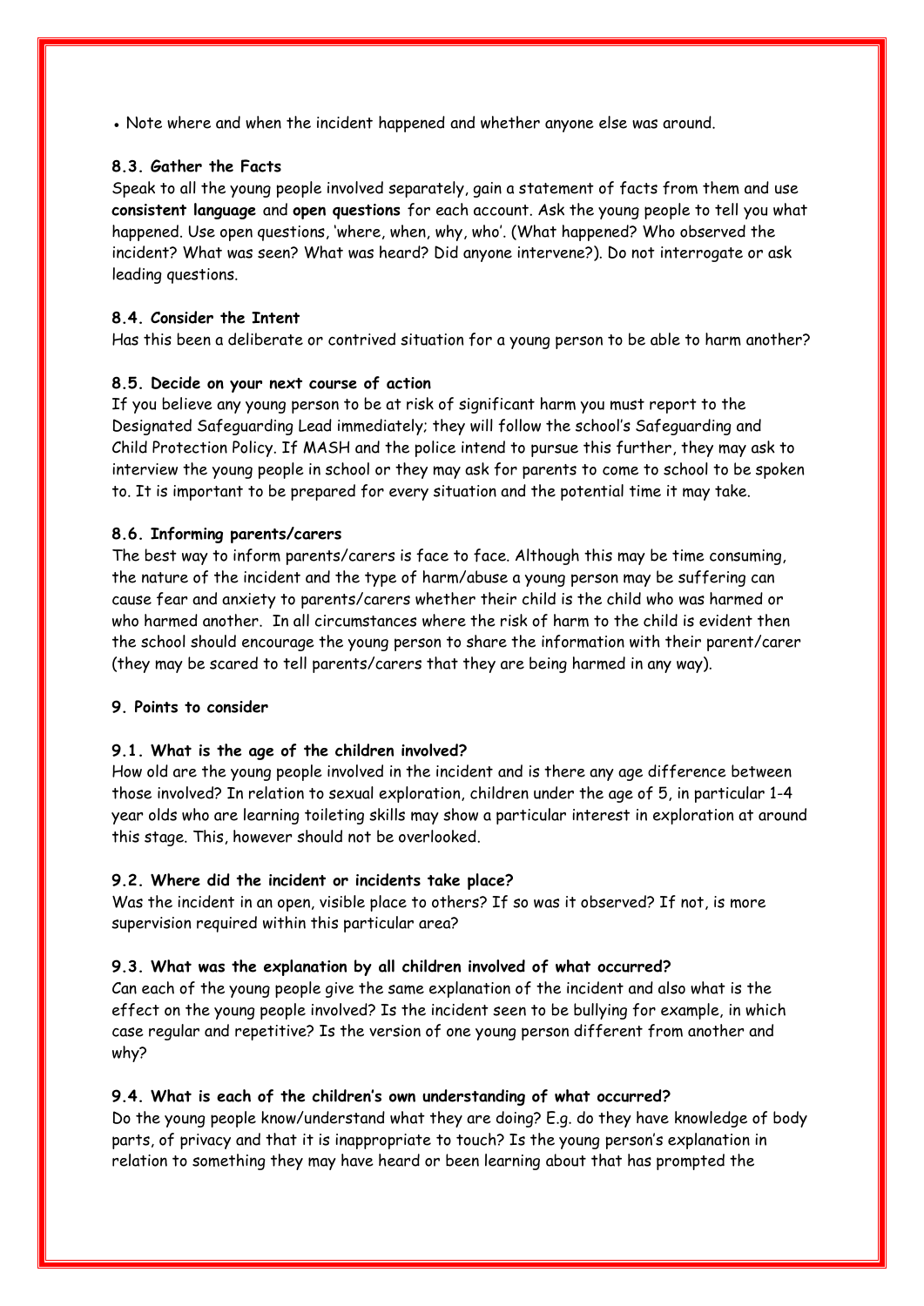- Note where and when the incident happened and whether anyone else was around.

### 8.3. Gather the Facts

Speak to all the young people involved separately, gain a statement of facts from them and use **consistent language** and **open questions** for each account. Ask the young people to tell you what happened. Use open questions, 'where, when, why, who'. (What happened? Who observed the incident? What was seen? What was heard? Did anyone intervene?). Do not interrogate or ask leading questions.

### 8.4. Consider the Intent

Has this been a deliberate or contrived situation for a young person to be able to harm another?

### 8.5. Decide on your next course of action

If you believe any young person to be at risk of significant harm you must report to the Designated Safeguarding Lead immediately; they will follow the school's Safeguarding and Child Protection Policy. If MASH and the police intend to pursue this further, they may ask to interview the young people in school or they may ask for parents to come to school to be spoken to. It is important to be prepared for every situation and the potential time it may take.

### 8.6. Informing parents/carers

The best way to inform parents/carers is face to face. Although this may be time consuming, the nature of the incident and the type of harm/abuse a young person may be suffering can cause fear and anxiety to parents/carers whether their child is the child who was harmed or who harmed another. In all circumstances where the risk of harm to the child is evident then the school should encourage the young person to share the information with their parent/carer (they may be scared to tell parents/carers that they are being harmed in any way).

## 9. Points to consider

### 9.1. What is the age of the children involved?

How old are the young people involved in the incident and is there any age difference between those involved? In relation to sexual exploration, children under the age of 5, in particular 1-4 year olds who are learning toileting skills may show a particular interest in exploration at around this stage. This, however should not be overlooked.

### 9.2. Where did the incident or incidents take place?

Was the incident in an open, visible place to others? If so was it observed? If not, is more supervision required within this particular area?

### 9.3. What was the explanation by all children involved of what occurred?

Can each of the young people give the same explanation of the incident and also what is the effect on the young people involved? Is the incident seen to be bullying for example, in which case regular and repetitive? Is the version of one young person different from another and why?

### 9.4. What is each of the children's own understanding of what occurred?

Do the young people know/understand what they are doing? E.g. do they have knowledge of body parts, of privacy and that it is inappropriate to touch? Is the young person's explanation in relation to something they may have heard or been learning about that has prompted the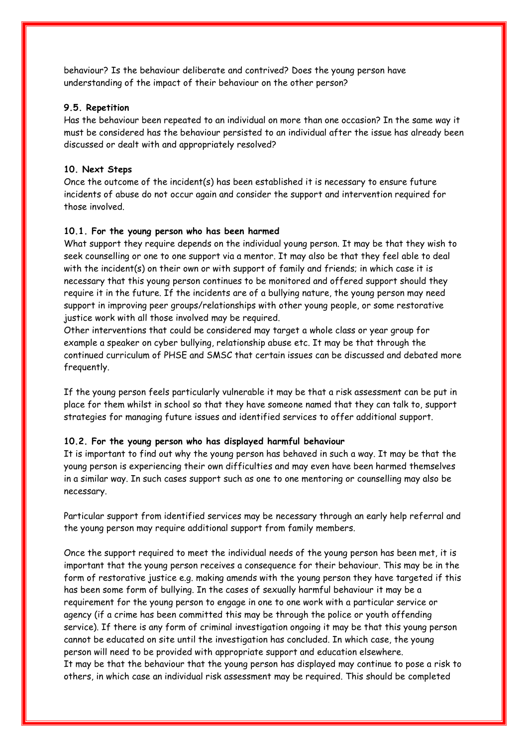behaviour? Is the behaviour deliberate and contrived? Does the young person have understanding of the impact of their behaviour on the other person?

### 9.5. Repetition

Has the behaviour been repeated to an individual on more than one occasion? In the same way it must be considered has the behaviour persisted to an individual after the issue has already been discussed or dealt with and appropriately resolved?

## 10. Next Steps

Once the outcome of the incident(s) has been established it is necessary to ensure future incidents of abuse do not occur again and consider the support and intervention required for those involved.

### 10.1. For the young person who has been harmed

What support they require depends on the individual young person. It may be that they wish to seek counselling or one to one support via a mentor. It may also be that they feel able to deal with the incident(s) on their own or with support of family and friends; in which case it is necessary that this young person continues to be monitored and offered support should they require it in the future. If the incidents are of a bullying nature, the young person may need support in improving peer groups/relationships with other young people, or some restorative justice work with all those involved may be required.

Other interventions that could be considered may target a whole class or year group for example a speaker on cyber bullying, relationship abuse etc. It may be that through the continued curriculum of PHSE and SMSC that certain issues can be discussed and debated more frequently.

If the young person feels particularly vulnerable it may be that a risk assessment can be put in place for them whilst in school so that they have someone named that they can talk to, support strategies for managing future issues and identified services to offer additional support.

### 10.2. For the young person who has displayed harmful behaviour

It is important to find out why the young person has behaved in such a way. It may be that the young person is experiencing their own difficulties and may even have been harmed themselves in a similar way. In such cases support such as one to one mentoring or counselling may also be necessary.

Particular support from identified services may be necessary through an early help referral and the young person may require additional support from family members.

Once the support required to meet the individual needs of the young person has been met, it is important that the young person receives a consequence for their behaviour. This may be in the form of restorative justice e.g. making amends with the young person they have targeted if this has been some form of bullying. In the cases of sexually harmful behaviour it may be a requirement for the young person to engage in one to one work with a particular service or agency (if a crime has been committed this may be through the police or youth offending service). If there is any form of criminal investigation ongoing it may be that this young person cannot be educated on site until the investigation has concluded. In which case, the young person will need to be provided with appropriate support and education elsewhere.

It may be that the behaviour that the young person has displayed may continue to pose a risk to others, in which case an individual risk assessment may be required. This should be completed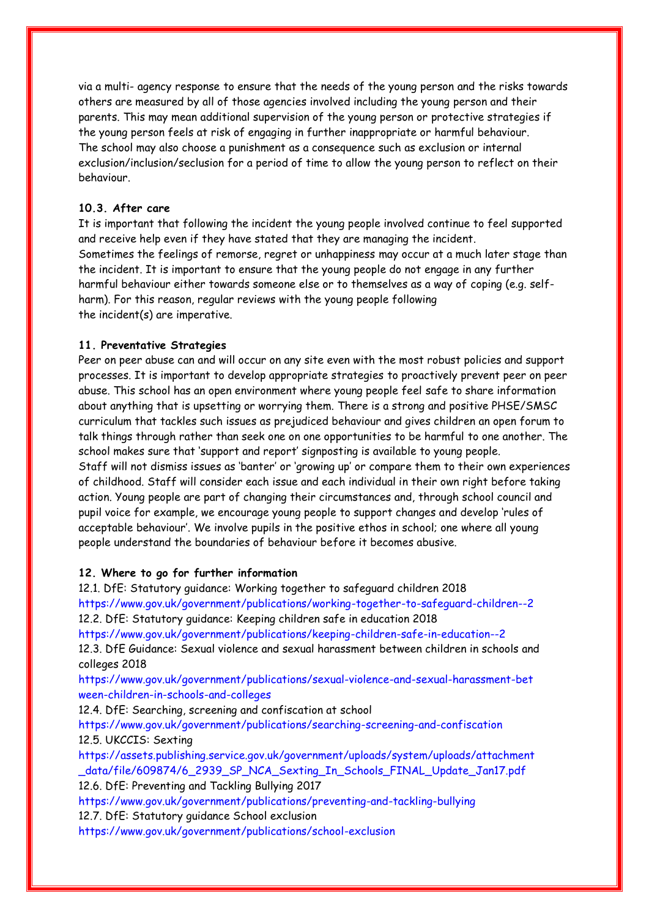via a multi- agency response to ensure that the needs of the young person and the risks towards others are measured by all of those agencies involved including the young person and their parents. This may mean additional supervision of the young person or protective strategies if the young person feels at risk of engaging in further inappropriate or harmful behaviour. The school may also choose a punishment as a consequence such as exclusion or internal exclusion/inclusion/seclusion for a period of time to allow the young person to reflect on their behaviour.

**10.3. After care**

It is important that following the incident the young people involved continue to feel supported and receive help even if they have stated that they are managing the incident. Sometimes the feelings of remorse, regret or unhappiness may occur at a much later stage than the incident. It is important to ensure that the young people do not engage in any further harmful behaviour either towards someone else or to themselves as a way of coping (e.g. self-harm). For this reason, regular reviews with the young people following the incident(s) are imperative.

**11. Preventative Strategies**

Peer on peer abuse can and will occur on any site even with the most robust policies and support processes. It is important to develop appropriate strategies to proactively prevent peer on peer abuse. This school has an open environment where young people feel safe to share information about anything that is upsetting or worrying them. There is a strong and positive PHSE/SMSC curriculum that tackles such issues as prejudiced behaviour and gives children an open forum to talk things through rather than seek one on one opportunities to be harmful to one another. The school makes sure that 'support and report' signposting is available to young people. Staff will not dismiss issues as 'banter' or 'growing up' or compare them to their own experiences of childhood. Staff will consider each issue and each individual in their own right before taking action. Young people are part of changing their circumstances and, through school council and pupil voice for example, we encourage young people to support changes and develop 'rules of acceptable behaviour'. We involve pupils in the positive ethos in school; one where all young people understand the boundaries of behaviour before it becomes abusive.

**12. Where to go for further information**

12.1. DfE: Statutory guidance: Working together to safeguard children 2018
https://www.gov.uk/government/publications/working-together-to-safeguard-children--2

12.2. DfE: Statutory guidance: Keeping children safe in education 2018
https://www.gov.uk/government/publications/keeping-children-safe-in-education--2

12.3. DfE Guidance: Sexual violence and sexual harassment between children in schools and colleges 2018
https://www.gov.uk/government/publications/sexual-violence-and-sexual-harassment-between-children-in-schools-and-colleges

12.4. DfE: Searching, screening and confiscation at school
https://www.gov.uk/government/publications/searching-screening-and-confiscation

12.5. UKCCIS: Sexting
https://assets.publishing.service.gov.uk/government/uploads/system/uploads/attachment_data/file/609874/6_2939_SP_NCA_Sexting_In_Schools_FINAL_Update_Jan17.pdf

12.6. DfE: Preventing and Tackling Bullying 2017
https://www.gov.uk/government/publications/preventing-and-tackling-bullying

12.7. DfE: Statutory guidance School exclusion
https://www.gov.uk/government/publications/school-exclusion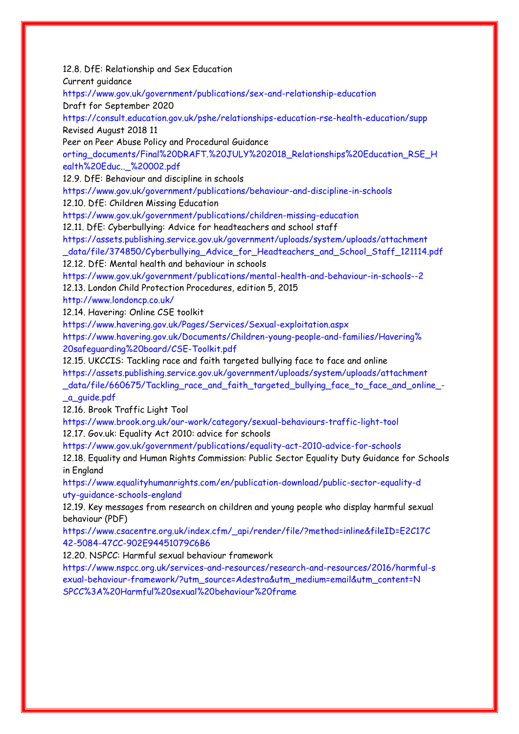12.8. DfE: Relationship and Sex Education

Current guidance

https://www.gov.uk/government/publications/sex-and-relationship-education

Draft for September 2020

https://consult.education.gov.uk/pshe/relationships-education-rse-health-education/supp

Revised August 2018 11

Peer on Peer Abuse Policy and Procedural Guidance

orting_documents/Final%20DRAFT.%20JULY%202018_Relationships%20Education_RSE_Health%20Educ.._%20002.pdf

12.9. DfE: Behaviour and discipline in schools

https://www.gov.uk/government/publications/behaviour-and-discipline-in-schools

12.10. DfE: Children Missing Education

https://www.gov.uk/government/publications/children-missing-education

12.11. DfE: Cyberbullying: Advice for headteachers and school staff

https://assets.publishing.service.gov.uk/government/uploads/system/uploads/attachment_data/file/374850/Cyberbullying_Advice_for_Headteachers_and_School_Staff_121114.pdf

12.12. DfE: Mental health and behaviour in schools

https://www.gov.uk/government/publications/mental-health-and-behaviour-in-schools--2

12.13. London Child Protection Procedures, edition 5, 2015

http://www.londoncp.co.uk/

12.14. Havering: Online CSE toolkit

https://www.havering.gov.uk/Pages/Services/Sexual-exploitation.aspx

https://www.havering.gov.uk/Documents/Children-young-people-and-families/Havering%20safeguarding%20board/CSE-Toolkit.pdf

12.15. UKCCIS: Tackling race and faith targeted bullying face to face and online

https://assets.publishing.service.gov.uk/government/uploads/system/uploads/attachment_data/file/660675/Tackling_race_and_faith_targeted_bullying_face_to_face_and_online_-_a_guide.pdf

12.16. Brook Traffic Light Tool

https://www.brook.org.uk/our-work/category/sexual-behaviours-traffic-light-tool

12.17. Gov.uk: Equality Act 2010: advice for schools

https://www.gov.uk/government/publications/equality-act-2010-advice-for-schools

12.18. Equality and Human Rights Commission: Public Sector Equality Duty Guidance for Schools in England

https://www.equalityhumanrights.com/en/publication-download/public-sector-equality-duty-guidance-schools-england

12.19. Key messages from research on children and young people who display harmful sexual behaviour (PDF)

https://www.csacentre.org.uk/index.cfm/_api/render/file/?method=inline&fileID=E2C17C42-5084-47CC-902E94451079C6B6

12.20. NSPCC: Harmful sexual behaviour framework

https://www.nspcc.org.uk/services-and-resources/research-and-resources/2016/harmful-sexual-behaviour-framework/?utm_source=Adestra&utm_medium=email&utm_content=NSPCC%3A%20Harmful%20sexual%20behaviour%20frame